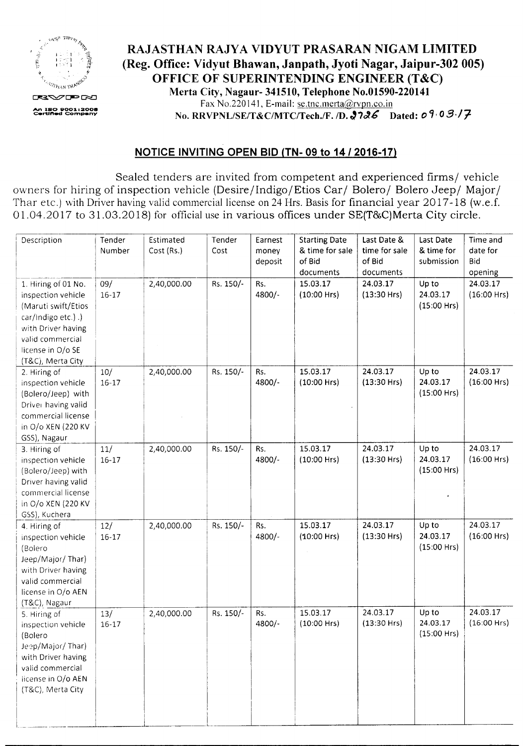# RAJASTHAN RAJYA VIDYUT PRASARAN NIGAM LIMITED

**(Reg. Office: Vidyut Bhawan, Janpath, Jyoti Nagar, Jaipur-302 005)**

**OFFICE OF SUPERINTENDING ENGINEER (T&C)**

**Merta City, Nagaur- 341510, Telephone No.01590-220141**

Fax No.220141, E-mail: se.tnc.merta@rvpn.co.in

An ISO 9001:2008 Certified Company

**No. RRVPNL/SE/T&C/MTC/Tech./F. /D. 2726 Dated: 09.03.17**

## NOTICE INVITING OPEN BID (TN- 09 to 14 / 2016-17)

Sealed tenders are invited from competent and experienced firms/ vehicle owners for hiring of inspection vehicle (Desire/Indigo/Etios Car/ Bolero/ Bolero Jeep/ Major/ Thar etc.) with Driver having valid commercial license on 24 Hrs. Basis for financial year 2017-18 (w.e.f. 01.04.2017 to 31.03.2018) for official use in various offices under SE(T&C)Merta City circle.

| Description | Tender Number | Estimated Cost (Rs.) | Tender Cost | Earnest money deposit | Starting Date & time for sale of Bid documents | Last Date & time for sale of Bid documents | Last Date & time for submission | Time and date for Bid opening |
|---|---|---|---|---|---|---|---|---|
| 1. Hiring of 01 No. inspection vehicle (Maruti swift/Etios car/Indigo etc.) .) with Driver having valid commercial license in O/o SE (T&C), Merta City | 09/ 16-17 | 2,40,000.00 | Rs. 150/- | Rs. 4800/- | 15.03.17 (10:00 Hrs) | 24.03.17 (13:30 Hrs) | Up to 24.03.17 (15:00 Hrs) | 24.03.17 (16:00 Hrs) |
| 2. Hiring of inspection vehicle (Bolero/Jeep) with Driver having valid commercial license in O/o XEN (220 KV GSS), Nagaur | 10/ 16-17 | 2,40,000.00 | Rs. 150/- | Rs. 4800/- | 15.03.17 (10:00 Hrs) | 24.03.17 (13:30 Hrs) | Up to 24.03.17 (15:00 Hrs) | 24.03.17 (16:00 Hrs) |
| 3. Hiring of inspection vehicle (Bolero/Jeep) with Driver having valid commercial license in O/o XEN (220 KV GSS), Kuchera | 11/ 16-17 | 2,40,000.00 | Rs. 150/- | Rs. 4800/- | 15.03.17 (10:00 Hrs) | 24.03.17 (13:30 Hrs) | Up to 24.03.17 (15:00 Hrs) | 24.03.17 (16:00 Hrs) |
| 4. Hiring of inspection vehicle (Bolero Jeep/Major/ Thar) with Driver having valid commercial license in O/o AEN (T&C), Nagaur | 12/ 16-17 | 2,40,000.00 | Rs. 150/- | Rs. 4800/- | 15.03.17 (10:00 Hrs) | 24.03.17 (13:30 Hrs) | Up to 24.03.17 (15:00 Hrs) | 24.03.17 (16:00 Hrs) |
| 5. Hiring of inspection vehicle (Bolero Jeep/Major/ Thar) with Driver having valid commercial license in O/o AEN (T&C), Merta City | 13/ 16-17 | 2,40,000.00 | Rs. 150/- | Rs. 4800/- | 15.03.17 (10:00 Hrs) | 24.03.17 (13:30 Hrs) | Up to 24.03.17 (15:00 Hrs) | 24.03.17 (16:00 Hrs) |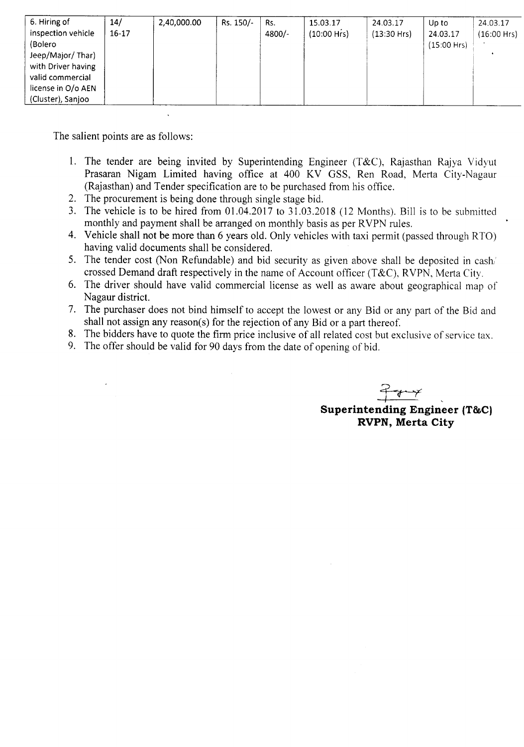| | | | | | | | | |
|---|---|---|---|---|---|---|---|---|
| 6. Hiring of inspection vehicle (Bolero Jeep/Major/ Thar) with Driver having valid commercial license in O/o AEN (Cluster), Sanjoo | 14/ 16-17 | 2,40,000.00 | Rs. 150/- | Rs. 4800/- | 15.03.17 (10:00 Hrs) | 24.03.17 (13:30 Hrs) | Up to 24.03.17 (15:00 Hrs) | 24.03.17 (16:00 Hrs) |

The salient points are as follows:

1. The tender are being invited by Superintending Engineer (T&C), Rajasthan Rajya Vidyut Prasaran Nigam Limited having office at 400 KV GSS, Ren Road, Merta City-Nagaur (Rajasthan) and Tender specification are to be purchased from his office.
2. The procurement is being done through single stage bid.
3. The vehicle is to be hired from 01.04.2017 to 31.03.2018 (12 Months). Bill is to be submitted monthly and payment shall be arranged on monthly basis as per RVPN rules.
4. Vehicle shall not be more than 6 years old. Only vehicles with taxi permit (passed through RTO) having valid documents shall be considered.
5. The tender cost (Non Refundable) and bid security as given above shall be deposited in cash/ crossed Demand draft respectively in the name of Account officer (T&C), RVPN, Merta City.
6. The driver should have valid commercial license as well as aware about geographical map of Nagaur district.
7. The purchaser does not bind himself to accept the lowest or any Bid or any part of the Bid and shall not assign any reason(s) for the rejection of any Bid or a part thereof.
8. The bidders have to quote the firm price inclusive of all related cost but exclusive of service tax.
9. The offer should be valid for 90 days from the date of opening of bid.

**Superintending Engineer (T&C)**
**RVPN, Merta City**